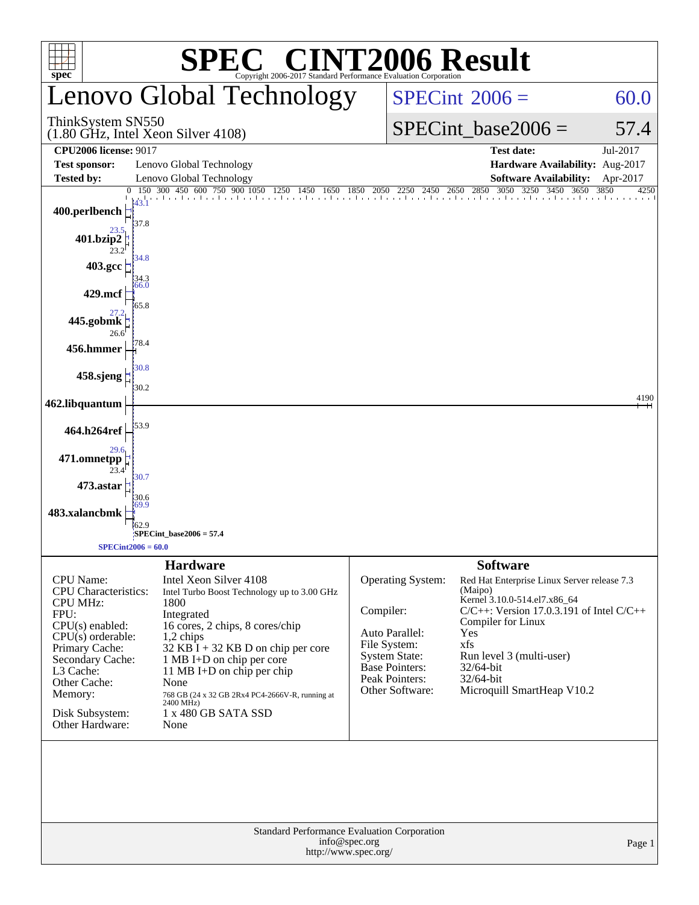# SPEC® CINT2006 Result

Copyright 2006-2017 Standard Performance Evaluation Corporation

## Lenovo Global Technology

ThinkSystem SN550
(1.80 GHz, Intel Xeon Silver 4108)

SPECint 2006 = 60.0

SPECint_base2006 = 57.4

| | | | |
|---|---|---|---|
| **CPU2006 license:** 9017 | | **Test date:** | Jul-2017 |
| **Test sponsor:** | Lenovo Global Technology | **Hardware Availability:** | Aug-2017 |
| **Tested by:** | Lenovo Global Technology | **Software Availability:** | Apr-2017 |

| Benchmark | Peak | Base |
|---|---|---|
| 400.perlbench | 43.1 | 37.8 |
| 401.bzip2 | 23.5 | 23.2 |
| 403.gcc | 34.8 | 34.3 |
| 429.mcf | 66.0 | 65.8 |
| 445.gobmk | 27.2 | 26.6 |
| 456.hmmer | 78.4 | 78.4 |
| 458.sjeng | 30.8 | 30.2 |
| 462.libquantum | 4190 | 4190 |
| 464.h264ref | 53.9 | 53.9 |
| 471.omnetpp | 29.6 | 23.4 |
| 473.astar | 30.7 | 30.6 |
| 483.xalancbmk | 69.9 | 62.9 |

SPECint_base2006 = 57.4

SPECint2006 = 60.0

### Hardware

| | |
|---|---|
| CPU Name: | Intel Xeon Silver 4108 |
| CPU Characteristics: | Intel Turbo Boost Technology up to 3.00 GHz |
| CPU MHz: | 1800 |
| FPU: | Integrated |
| CPU(s) enabled: | 16 cores, 2 chips, 8 cores/chip |
| CPU(s) orderable: | 1,2 chips |
| Primary Cache: | 32 KB I + 32 KB D on chip per core |
| Secondary Cache: | 1 MB I+D on chip per core |
| L3 Cache: | 11 MB I+D on chip per chip |
| Other Cache: | None |
| Memory: | 768 GB (24 x 32 GB 2Rx4 PC4-2666V-R, running at 2400 MHz) |
| Disk Subsystem: | 1 x 480 GB SATA SSD |
| Other Hardware: | None |

### Software

| | |
|---|---|
| Operating System: | Red Hat Enterprise Linux Server release 7.3 (Maipo) Kernel 3.10.0-514.el7.x86_64 |
| Compiler: | C/C++: Version 17.0.3.191 of Intel C/C++ Compiler for Linux |
| Auto Parallel: | Yes |
| File System: | xfs |
| System State: | Run level 3 (multi-user) |
| Base Pointers: | 32/64-bit |
| Peak Pointers: | 32/64-bit |
| Other Software: | Microquill SmartHeap V10.2 |

Standard Performance Evaluation Corporation
info@spec.org
http://www.spec.org/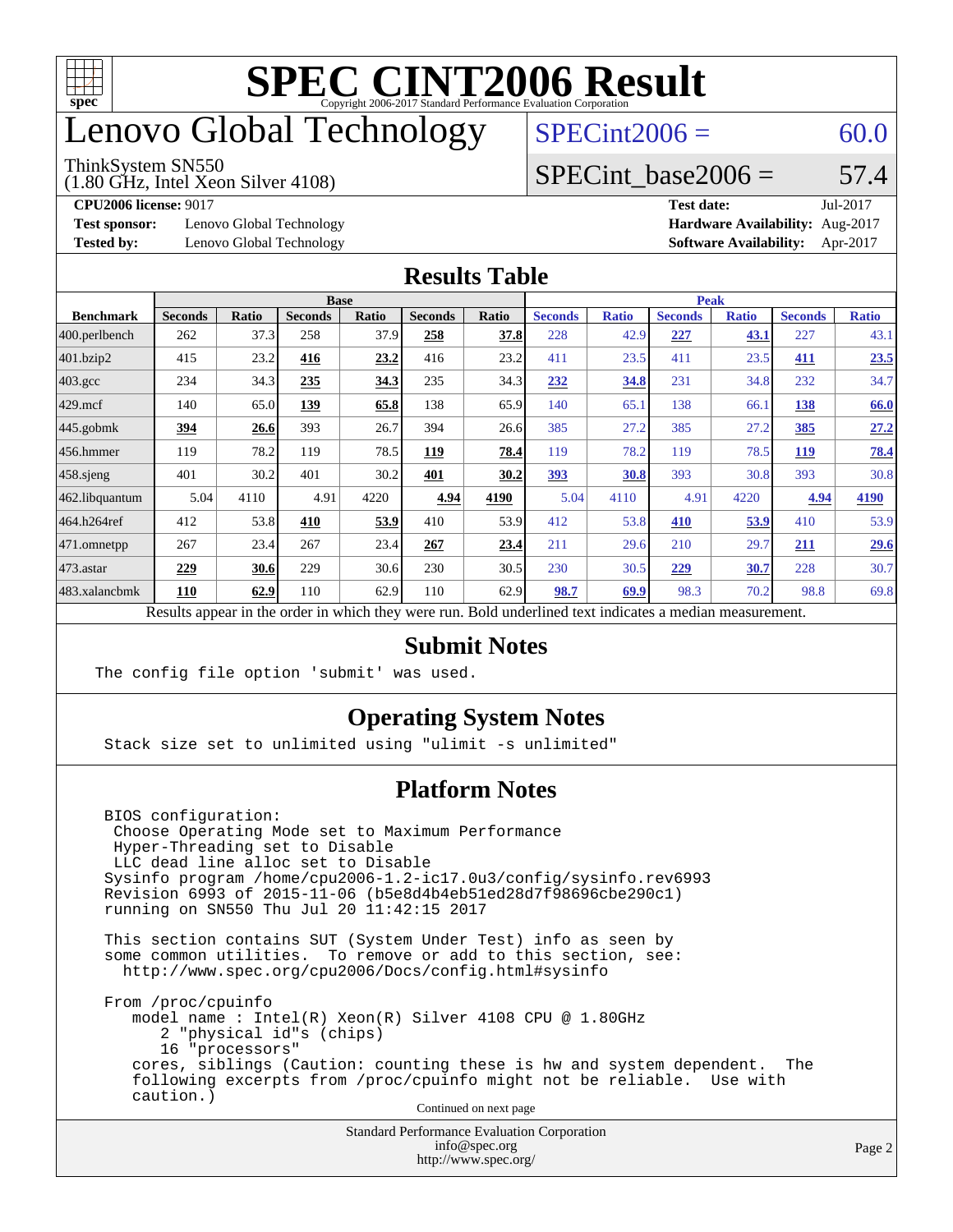# SPEC CINT2006 Result

Copyright 2006-2017 Standard Performance Evaluation Corporation

# Lenovo Global Technology

ThinkSystem SN550
(1.80 GHz, Intel Xeon Silver 4108)

SPECint2006 = 60.0

SPECint_base2006 = 57.4

**CPU2006 license:** 9017
**Test sponsor:** Lenovo Global Technology
**Tested by:** Lenovo Global Technology

**Test date:** Jul-2017
**Hardware Availability:** Aug-2017
**Software Availability:** Apr-2017

## Results Table

| Benchmark | Base | | | | | | Peak | | | | | |
|---|---|---|---|---|---|---|---|---|---|---|---|---|
| | Seconds | Ratio | Seconds | Ratio | Seconds | Ratio | Seconds | Ratio | Seconds | Ratio | Seconds | Ratio |
| 400.perlbench | 262 | 37.3 | 258 | 37.9 | **258** | **37.8** | 228 | 42.9 | **227** | **43.1** | 227 | 43.1 |
| 401.bzip2 | 415 | 23.2 | **416** | **23.2** | 416 | 23.2 | 411 | 23.5 | 411 | 23.5 | **411** | **23.5** |
| 403.gcc | 234 | 34.3 | **235** | **34.3** | 235 | 34.3 | **232** | **34.8** | 231 | 34.8 | 232 | 34.7 |
| 429.mcf | 140 | 65.0 | **139** | **65.8** | 138 | 65.9 | 140 | 65.1 | 138 | 66.1 | **138** | **66.0** |
| 445.gobmk | **394** | **26.6** | 393 | 26.7 | 394 | 26.6 | 385 | 27.2 | 385 | 27.2 | **385** | **27.2** |
| 456.hmmer | 119 | 78.2 | 119 | 78.5 | **119** | **78.4** | 119 | 78.2 | 119 | 78.5 | **119** | **78.4** |
| 458.sjeng | 401 | 30.2 | 401 | 30.2 | **401** | **30.2** | **393** | **30.8** | 393 | 30.8 | 393 | 30.8 |
| 462.libquantum | 5.04 | 4110 | 4.91 | 4220 | **4.94** | **4190** | 5.04 | 4110 | 4.91 | 4220 | **4.94** | **4190** |
| 464.h264ref | 412 | 53.8 | **410** | **53.9** | 410 | 53.9 | 412 | 53.8 | **410** | **53.9** | 410 | 53.9 |
| 471.omnetpp | 267 | 23.4 | 267 | 23.4 | **267** | **23.4** | 211 | 29.6 | 210 | 29.7 | **211** | **29.6** |
| 473.astar | **229** | **30.6** | 229 | 30.6 | 230 | 30.5 | 230 | 30.5 | **229** | **30.7** | 228 | 30.7 |
| 483.xalancbmk | **110** | **62.9** | 110 | 62.9 | 110 | 62.9 | **98.7** | **69.9** | 98.3 | 70.2 | 98.8 | 69.8 |

Results appear in the order in which they were run. Bold underlined text indicates a median measurement.

## Submit Notes

```
The config file option 'submit' was used.
```

## Operating System Notes

```
Stack size set to unlimited using "ulimit -s unlimited"
```

## Platform Notes

```
BIOS configuration:
 Choose Operating Mode set to Maximum Performance
 Hyper-Threading set to Disable
 LLC dead line alloc set to Disable
Sysinfo program /home/cpu2006-1.2-ic17.0u3/config/sysinfo.rev6993
Revision 6993 of 2015-11-06 (b5e8d4b4eb51ed28d7f98696cbe290c1)
running on SN550 Thu Jul 20 11:42:15 2017

This section contains SUT (System Under Test) info as seen by
some common utilities.  To remove or add to this section, see:
  http://www.spec.org/cpu2006/Docs/config.html#sysinfo

From /proc/cpuinfo
   model name : Intel(R) Xeon(R) Silver 4108 CPU @ 1.80GHz
      2 "physical id"s (chips)
      16 "processors"
   cores, siblings (Caution: counting these is hw and system dependent.  The
   following excerpts from /proc/cpuinfo might not be reliable.  Use with
   caution.)
```

Continued on next page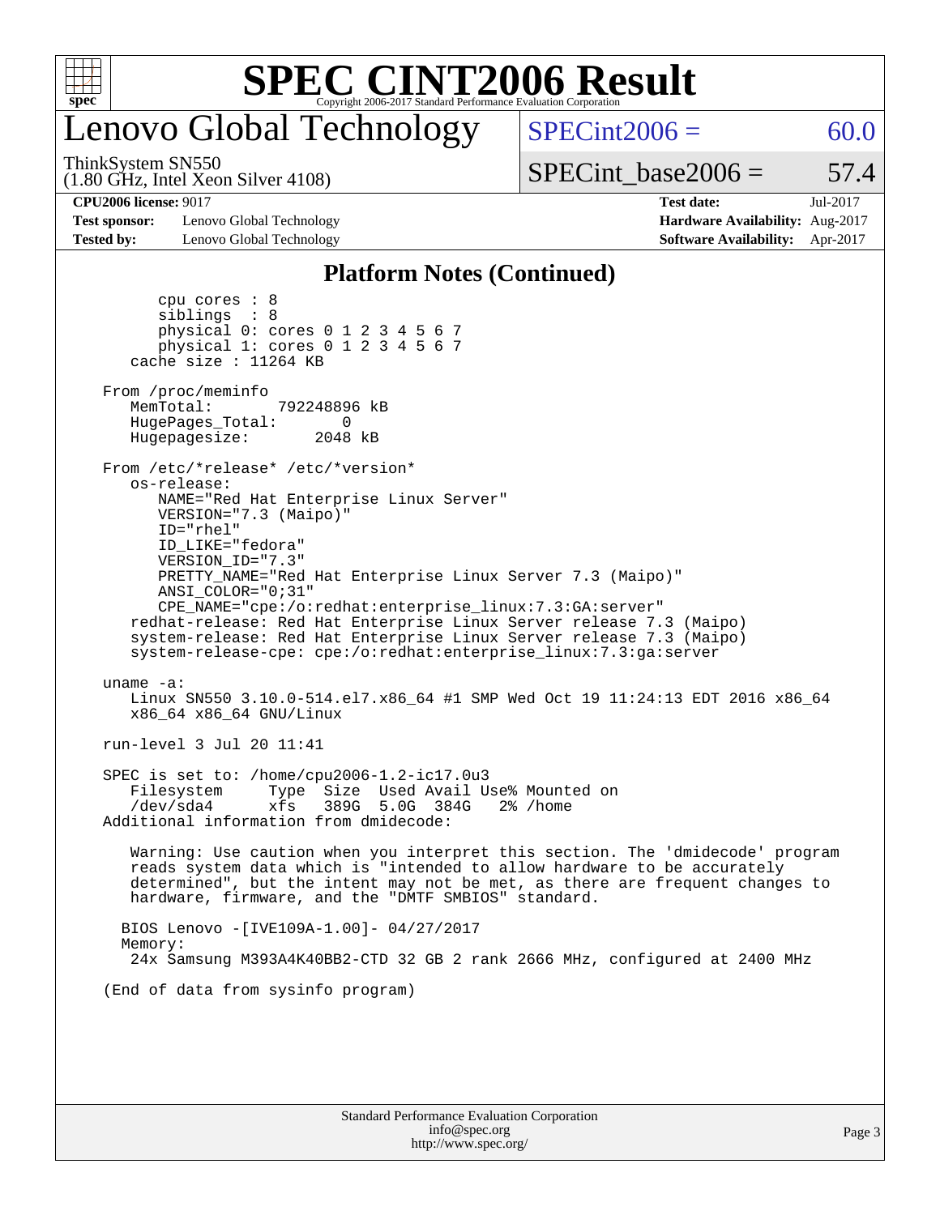# Lenovo Global Technology

ThinkSystem SN550
(1.80 GHz, Intel Xeon Silver 4108)

SPECint2006 = 60.0

SPECint_base2006 = 57.4

**CPU2006 license:** 9017
**Test sponsor:** Lenovo Global Technology
**Tested by:** Lenovo Global Technology

**Test date:** Jul-2017
**Hardware Availability:** Aug-2017
**Software Availability:** Apr-2017

## Platform Notes (Continued)

```
        cpu cores : 8
        siblings  : 8
        physical 0: cores 0 1 2 3 4 5 6 7
        physical 1: cores 0 1 2 3 4 5 6 7
     cache size : 11264 KB

  From /proc/meminfo
     MemTotal:       792248896 kB
     HugePages_Total:       0
     Hugepagesize:       2048 kB

  From /etc/*release* /etc/*version*
     os-release:
        NAME="Red Hat Enterprise Linux Server"
        VERSION="7.3 (Maipo)"
        ID="rhel"
        ID_LIKE="fedora"
        VERSION_ID="7.3"
        PRETTY_NAME="Red Hat Enterprise Linux Server 7.3 (Maipo)"
        ANSI_COLOR="0;31"
        CPE_NAME="cpe:/o:redhat:enterprise_linux:7.3:GA:server"
     redhat-release: Red Hat Enterprise Linux Server release 7.3 (Maipo)
     system-release: Red Hat Enterprise Linux Server release 7.3 (Maipo)
     system-release-cpe: cpe:/o:redhat:enterprise_linux:7.3:ga:server

  uname -a:
     Linux SN550 3.10.0-514.el7.x86_64 #1 SMP Wed Oct 19 11:24:13 EDT 2016 x86_64
     x86_64 x86_64 GNU/Linux

  run-level 3 Jul 20 11:41

  SPEC is set to: /home/cpu2006-1.2-ic17.0u3
     Filesystem     Type  Size  Used Avail Use% Mounted on
     /dev/sda4      xfs   389G  5.0G  384G   2% /home
  Additional information from dmidecode:

     Warning: Use caution when you interpret this section. The 'dmidecode' program
     reads system data which is "intended to allow hardware to be accurately
     determined", but the intent may not be met, as there are frequent changes to
     hardware, firmware, and the "DMTF SMBIOS" standard.

    BIOS Lenovo -[IVE109A-1.00]- 04/27/2017
    Memory:
     24x Samsung M393A4K40BB2-CTD 32 GB 2 rank 2666 MHz, configured at 2400 MHz

  (End of data from sysinfo program)
```

Standard Performance Evaluation Corporation
info@spec.org
http://www.spec.org/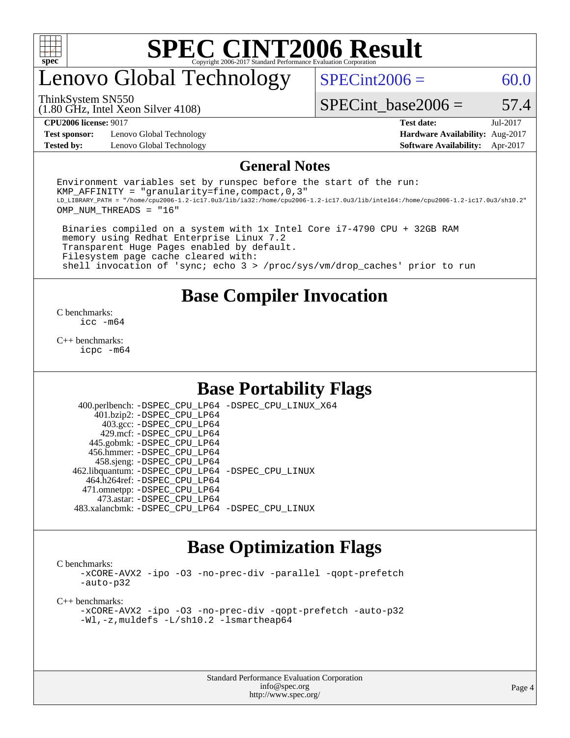# SPEC CINT2006 Result

Copyright 2006-2017 Standard Performance Evaluation Corporation

# Lenovo Global Technology

ThinkSystem SN550
(1.80 GHz, Intel Xeon Silver 4108)

SPECint2006 = 60.0

SPECint_base2006 = 57.4

**CPU2006 license:** 9017
**Test sponsor:** Lenovo Global Technology
**Tested by:** Lenovo Global Technology

**Test date:** Jul-2017
**Hardware Availability:** Aug-2017
**Software Availability:** Apr-2017

## General Notes

```
Environment variables set by runspec before the start of the run:
KMP_AFFINITY = "granularity=fine,compact,0,3"
LD_LIBRARY_PATH = "/home/cpu2006-1.2-ic17.0u3/lib/ia32:/home/cpu2006-1.2-ic17.0u3/lib/intel64:/home/cpu2006-1.2-ic17.0u3/sh10.2"
OMP_NUM_THREADS = "16"

 Binaries compiled on a system with 1x Intel Core i7-4790 CPU + 32GB RAM
 memory using Redhat Enterprise Linux 7.2
 Transparent Huge Pages enabled by default.
 Filesystem page cache cleared with:
 shell invocation of 'sync; echo 3 > /proc/sys/vm/drop_caches' prior to run
```

## Base Compiler Invocation

C benchmarks:
```
icc -m64
```

C++ benchmarks:
```
icpc -m64
```

## Base Portability Flags

| | |
|---|---|
| 400.perlbench: | -DSPEC_CPU_LP64 -DSPEC_CPU_LINUX_X64 |
| 401.bzip2: | -DSPEC_CPU_LP64 |
| 403.gcc: | -DSPEC_CPU_LP64 |
| 429.mcf: | -DSPEC_CPU_LP64 |
| 445.gobmk: | -DSPEC_CPU_LP64 |
| 456.hmmer: | -DSPEC_CPU_LP64 |
| 458.sjeng: | -DSPEC_CPU_LP64 |
| 462.libquantum: | -DSPEC_CPU_LP64 -DSPEC_CPU_LINUX |
| 464.h264ref: | -DSPEC_CPU_LP64 |
| 471.omnetpp: | -DSPEC_CPU_LP64 |
| 473.astar: | -DSPEC_CPU_LP64 |
| 483.xalancbmk: | -DSPEC_CPU_LP64 -DSPEC_CPU_LINUX |

## Base Optimization Flags

C benchmarks:
```
-xCORE-AVX2 -ipo -O3 -no-prec-div -parallel -qopt-prefetch
-auto-p32
```

C++ benchmarks:
```
-xCORE-AVX2 -ipo -O3 -no-prec-div -qopt-prefetch -auto-p32
-Wl,-z,muldefs -L/sh10.2 -lsmartheap64
```

Standard Performance Evaluation Corporation
info@spec.org
http://www.spec.org/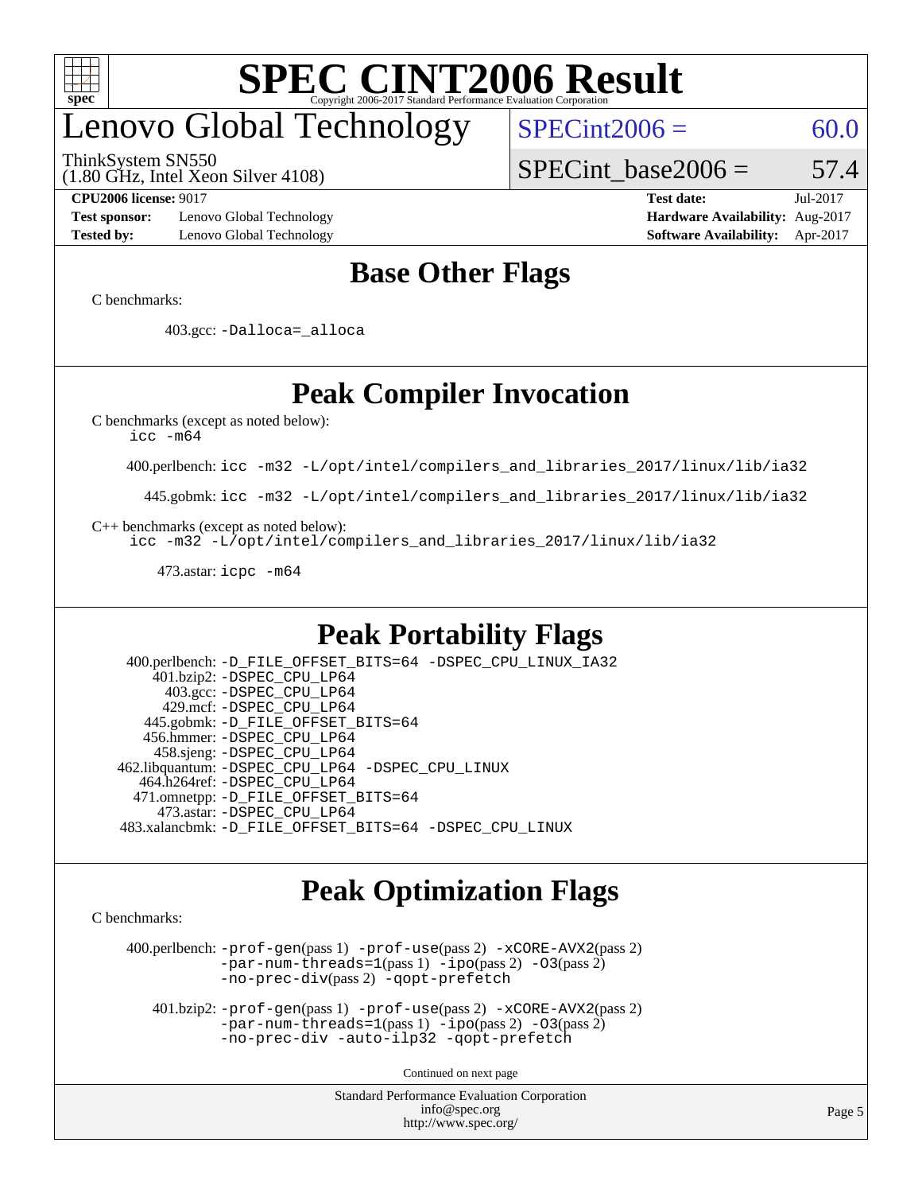# SPEC CINT2006 Result

Copyright 2006-2017 Standard Performance Evaluation Corporation

# Lenovo Global Technology

ThinkSystem SN550
(1.80 GHz, Intel Xeon Silver 4108)

SPECint2006 = 60.0

SPECint_base2006 = 57.4

**CPU2006 license:** 9017
**Test sponsor:** Lenovo Global Technology
**Tested by:** Lenovo Global Technology

**Test date:** Jul-2017
**Hardware Availability:** Aug-2017
**Software Availability:** Apr-2017

## Base Other Flags

C benchmarks:

403.gcc: -Dalloca=_alloca

## Peak Compiler Invocation

C benchmarks (except as noted below):
icc -m64

400.perlbench: icc -m32 -L/opt/intel/compilers_and_libraries_2017/linux/lib/ia32

445.gobmk: icc -m32 -L/opt/intel/compilers_and_libraries_2017/linux/lib/ia32

C++ benchmarks (except as noted below):
icc -m32 -L/opt/intel/compilers_and_libraries_2017/linux/lib/ia32

473.astar: icpc -m64

## Peak Portability Flags

400.perlbench: -D_FILE_OFFSET_BITS=64 -DSPEC_CPU_LINUX_IA32
401.bzip2: -DSPEC_CPU_LP64
403.gcc: -DSPEC_CPU_LP64
429.mcf: -DSPEC_CPU_LP64
445.gobmk: -D_FILE_OFFSET_BITS=64
456.hmmer: -DSPEC_CPU_LP64
458.sjeng: -DSPEC_CPU_LP64
462.libquantum: -DSPEC_CPU_LP64 -DSPEC_CPU_LINUX
464.h264ref: -DSPEC_CPU_LP64
471.omnetpp: -D_FILE_OFFSET_BITS=64
473.astar: -DSPEC_CPU_LP64
483.xalancbmk: -D_FILE_OFFSET_BITS=64 -DSPEC_CPU_LINUX

## Peak Optimization Flags

C benchmarks:

400.perlbench: -prof-gen(pass 1) -prof-use(pass 2) -xCORE-AVX2(pass 2) -par-num-threads=1(pass 1) -ipo(pass 2) -O3(pass 2) -no-prec-div(pass 2) -qopt-prefetch

401.bzip2: -prof-gen(pass 1) -prof-use(pass 2) -xCORE-AVX2(pass 2) -par-num-threads=1(pass 1) -ipo(pass 2) -O3(pass 2) -no-prec-div -auto-ilp32 -qopt-prefetch

Continued on next page

Standard Performance Evaluation Corporation
info@spec.org
http://www.spec.org/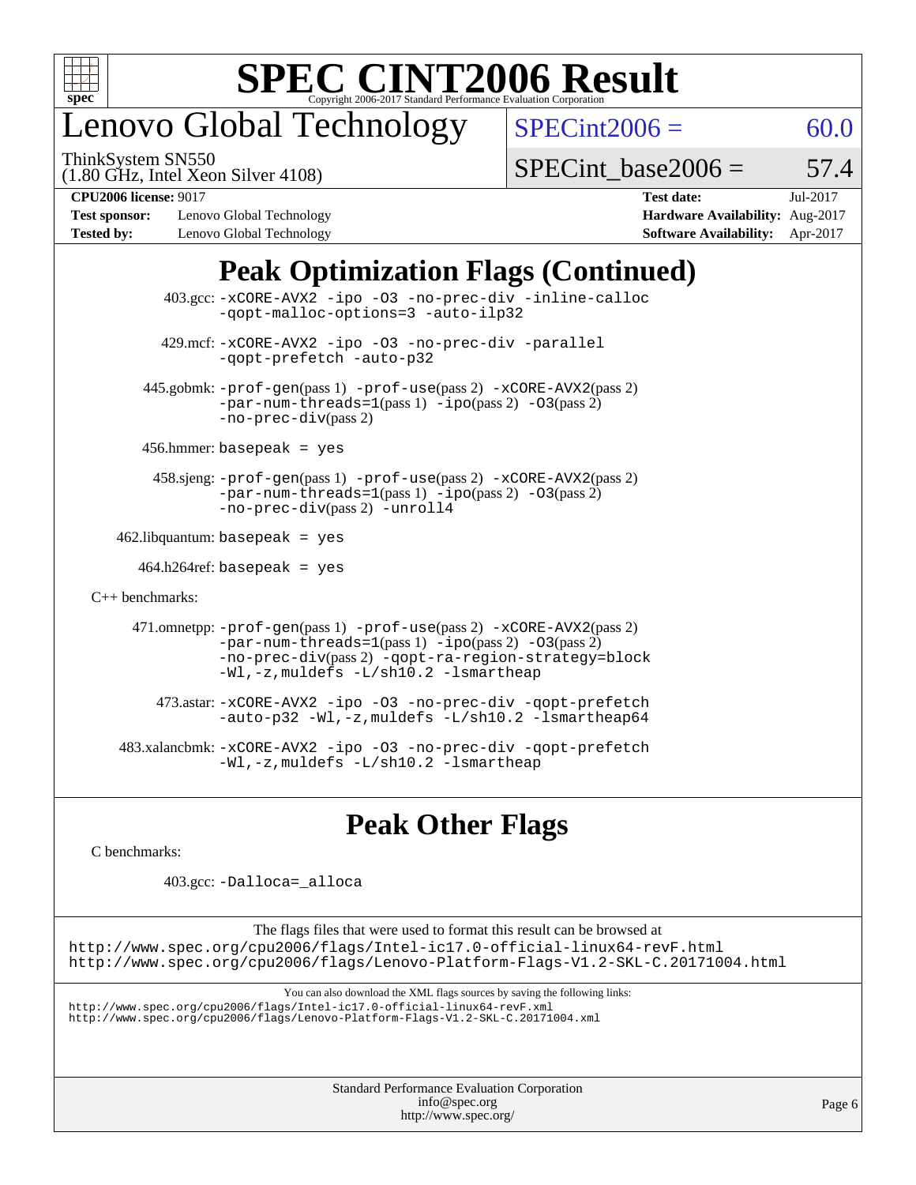# SPEC CINT2006 Result

## Lenovo Global Technology

ThinkSystem SN550
(1.80 GHz, Intel Xeon Silver 4108)

SPECint2006 = 60.0

SPECint_base2006 = 57.4

| | | | |
|---|---|---|---|
| **CPU2006 license:** 9017 | | **Test date:** | Jul-2017 |
| **Test sponsor:** | Lenovo Global Technology | **Hardware Availability:** | Aug-2017 |
| **Tested by:** | Lenovo Global Technology | **Software Availability:** | Apr-2017 |

## Peak Optimization Flags (Continued)

403.gcc: -xCORE-AVX2 -ipo -O3 -no-prec-div -inline-calloc -qopt-malloc-options=3 -auto-ilp32

429.mcf: -xCORE-AVX2 -ipo -O3 -no-prec-div -parallel -qopt-prefetch -auto-p32

445.gobmk: -prof-gen(pass 1) -prof-use(pass 2) -xCORE-AVX2(pass 2) -par-num-threads=1(pass 1) -ipo(pass 2) -O3(pass 2) -no-prec-div(pass 2)

456.hmmer: basepeak = yes

458.sjeng: -prof-gen(pass 1) -prof-use(pass 2) -xCORE-AVX2(pass 2) -par-num-threads=1(pass 1) -ipo(pass 2) -O3(pass 2) -no-prec-div(pass 2) -unroll4

462.libquantum: basepeak = yes

464.h264ref: basepeak = yes

C++ benchmarks:

471.omnetpp: -prof-gen(pass 1) -prof-use(pass 2) -xCORE-AVX2(pass 2) -par-num-threads=1(pass 1) -ipo(pass 2) -O3(pass 2) -no-prec-div(pass 2) -qopt-ra-region-strategy=block -Wl,-z,muldefs -L/sh10.2 -lsmartheap

473.astar: -xCORE-AVX2 -ipo -O3 -no-prec-div -qopt-prefetch -auto-p32 -Wl,-z,muldefs -L/sh10.2 -lsmartheap64

483.xalancbmk: -xCORE-AVX2 -ipo -O3 -no-prec-div -qopt-prefetch -Wl,-z,muldefs -L/sh10.2 -lsmartheap

## Peak Other Flags

C benchmarks:

403.gcc: -Dalloca=_alloca

The flags files that were used to format this result can be browsed at
http://www.spec.org/cpu2006/flags/Intel-ic17.0-official-linux64-revF.html
http://www.spec.org/cpu2006/flags/Lenovo-Platform-Flags-V1.2-SKL-C.20171004.html

You can also download the XML flags sources by saving the following links:
http://www.spec.org/cpu2006/flags/Intel-ic17.0-official-linux64-revF.xml
http://www.spec.org/cpu2006/flags/Lenovo-Platform-Flags-V1.2-SKL-C.20171004.xml

Standard Performance Evaluation Corporation
info@spec.org
http://www.spec.org/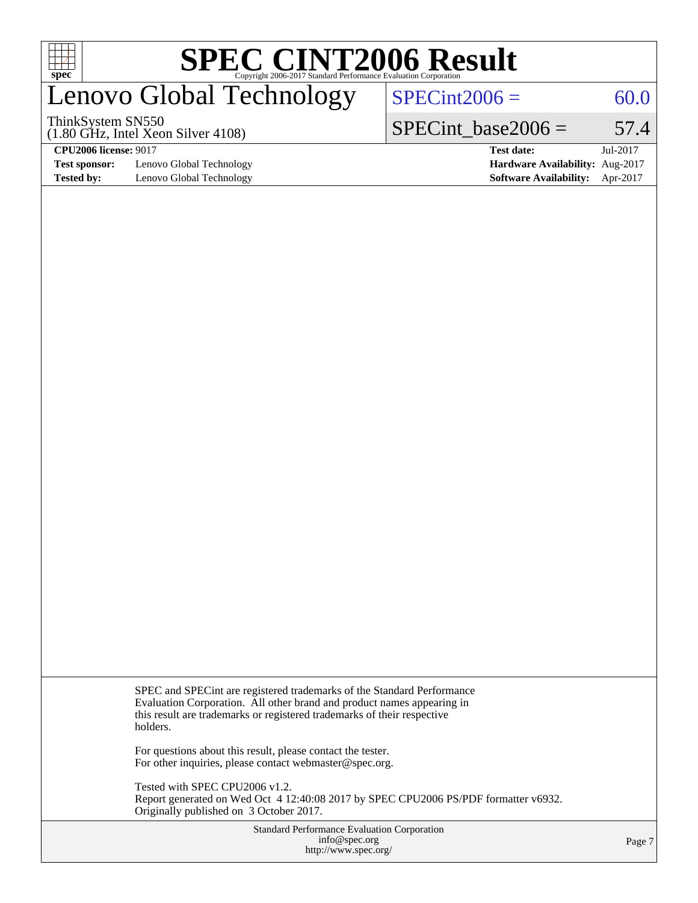SPEC and SPECint are registered trademarks of the Standard Performance Evaluation Corporation. All other brand and product names appearing in this result are trademarks or registered trademarks of their respective holders.

For questions about this result, please contact the tester.
For other inquiries, please contact webmaster@spec.org.

Tested with SPEC CPU2006 v1.2.
Report generated on Wed Oct 4 12:40:08 2017 by SPEC CPU2006 PS/PDF formatter v6932.
Originally published on 3 October 2017.